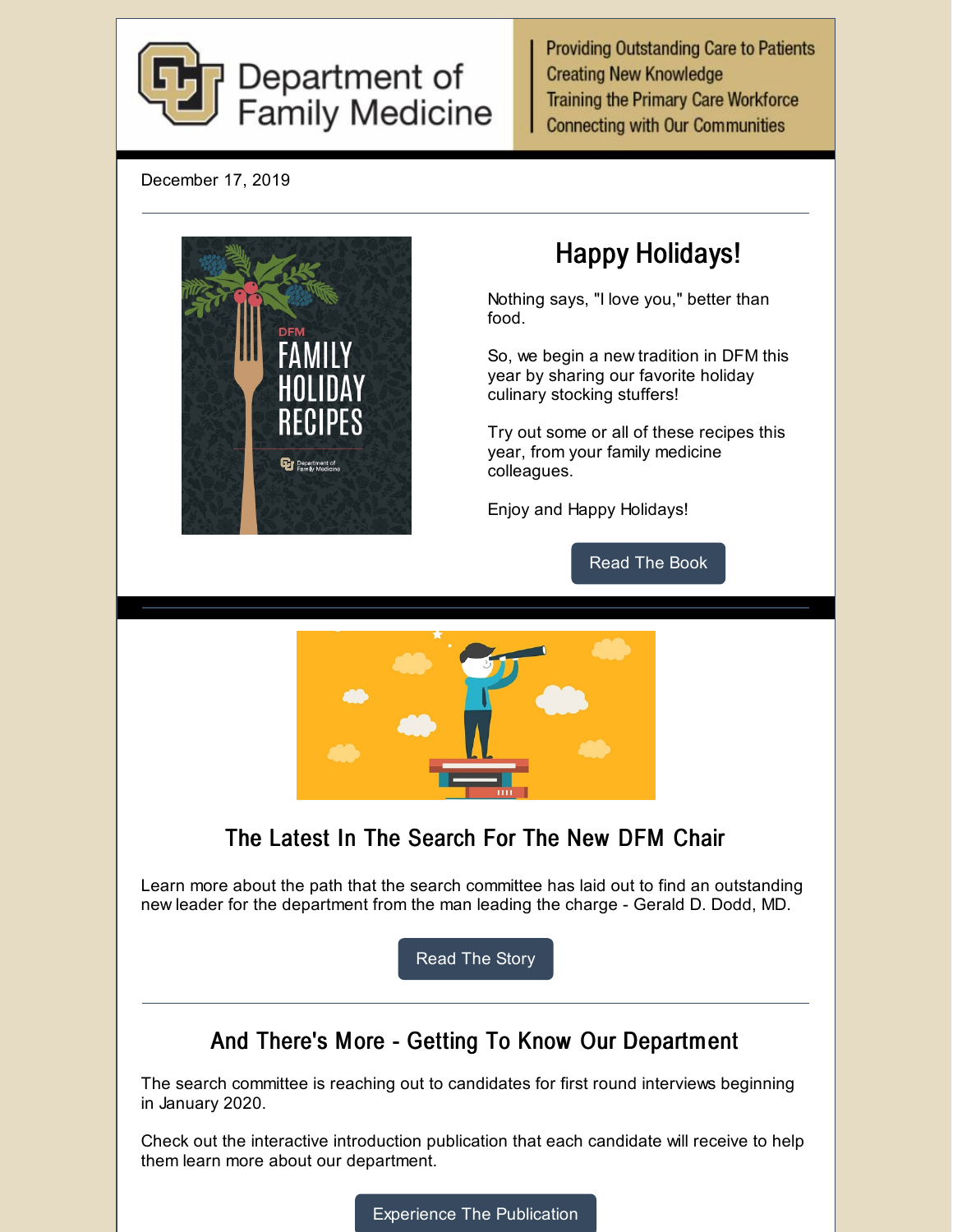# Department of Family Medicine

Providing Outstanding Care to Patients
Creating New Knowledge
Training the Primary Care Workforce
Connecting with Our Communities

December 17, 2019

---

## Happy Holidays!

Nothing says, "I love you," better than food.

So, we begin a new tradition in DFM this year by sharing our favorite holiday culinary stocking stuffers!

Try out some or all of these recipes this year, from your family medicine colleagues.

Enjoy and Happy Holidays!

Read The Book

---

## The Latest In The Search For The New DFM Chair

Learn more about the path that the search committee has laid out to find an outstanding new leader for the department from the man leading the charge - Gerald D. Dodd, MD.

Read The Story

---

## And There's More - Getting To Know Our Department

The search committee is reaching out to candidates for first round interviews beginning in January 2020.

Check out the interactive introduction publication that each candidate will receive to help them learn more about our department.

Experience The Publication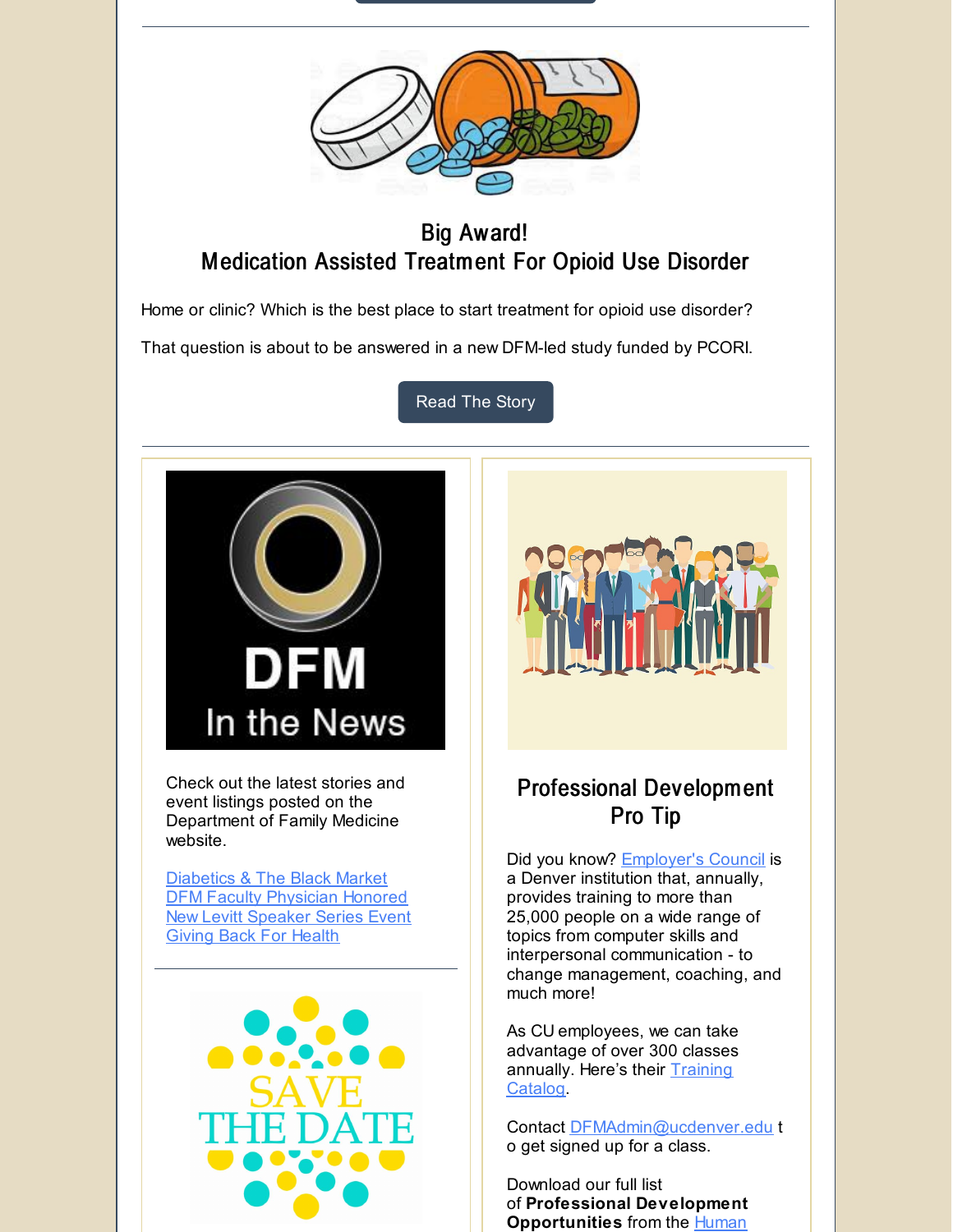## Big Award!
## Medication Assisted Treatment For Opioid Use Disorder

Home or clinic? Which is the best place to start treatment for opioid use disorder?

That question is about to be answered in a new DFM-led study funded by PCORI.

Read The Story

DFM In the News

Check out the latest stories and event listings posted on the Department of Family Medicine website.

Diabetics & The Black Market
DFM Faculty Physician Honored
New Levitt Speaker Series Event
Giving Back For Health

SAVE THE DATE

## Professional Development Pro Tip

Did you know? Employer's Council is a Denver institution that, annually, provides training to more than 25,000 people on a wide range of topics from computer skills and interpersonal communication - to change management, coaching, and much more!

As CU employees, we can take advantage of over 300 classes annually. Here's their Training Catalog.

Contact DFMAdmin@ucdenver.edu to get signed up for a class.

Download our full list of **Professional Development Opportunities** from the Human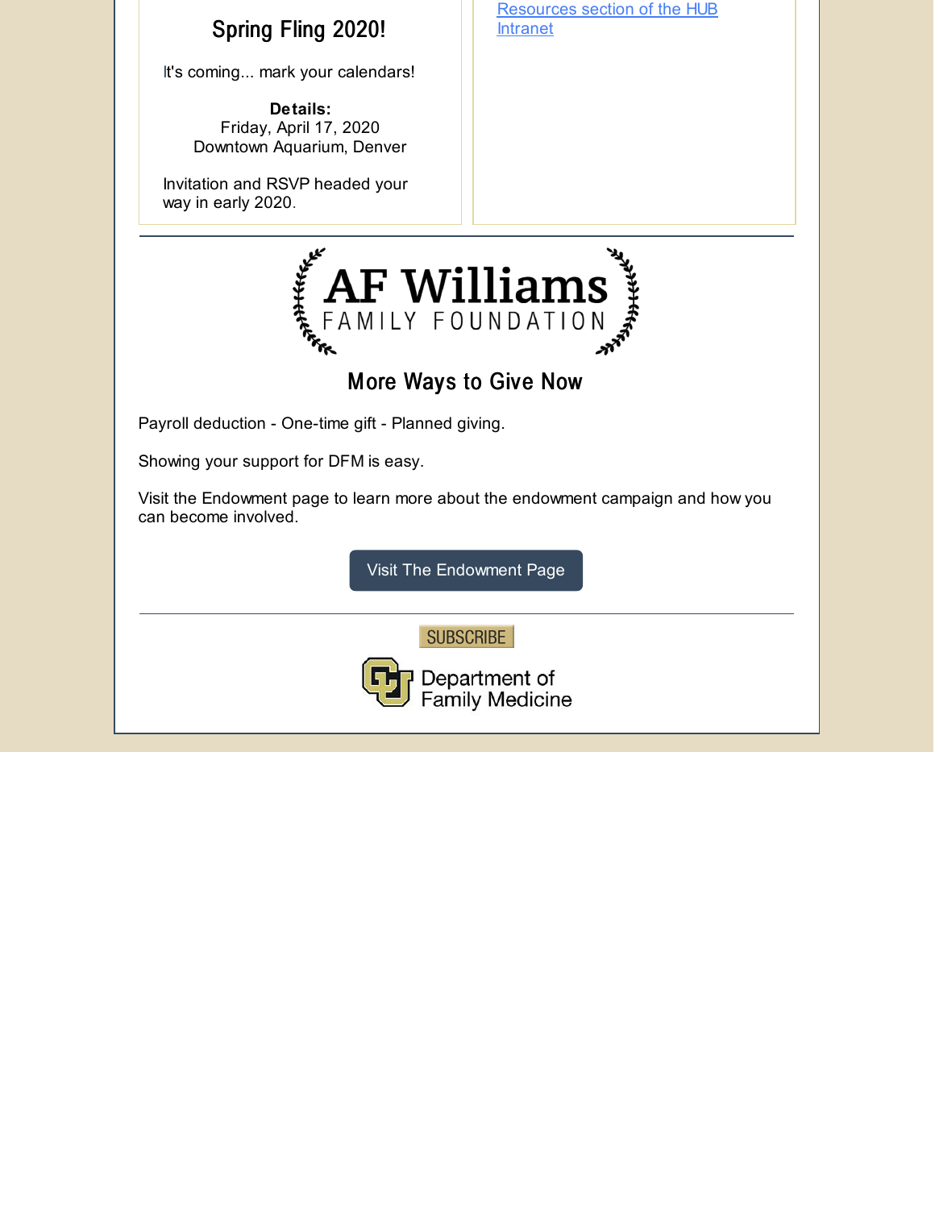## Spring Fling 2020!

It's coming... mark your calendars!

**Details:**
Friday, April 17, 2020
Downtown Aquarium, Denver

Invitation and RSVP headed your way in early 2020.

Resources section of the HUB Intranet

AF Williams
FAMILY FOUNDATION

## More Ways to Give Now

Payroll deduction - One-time gift - Planned giving.

Showing your support for DFM is easy.

Visit the Endowment page to learn more about the endowment campaign and how you can become involved.

Visit The Endowment Page

SUBSCRIBE

Department of Family Medicine